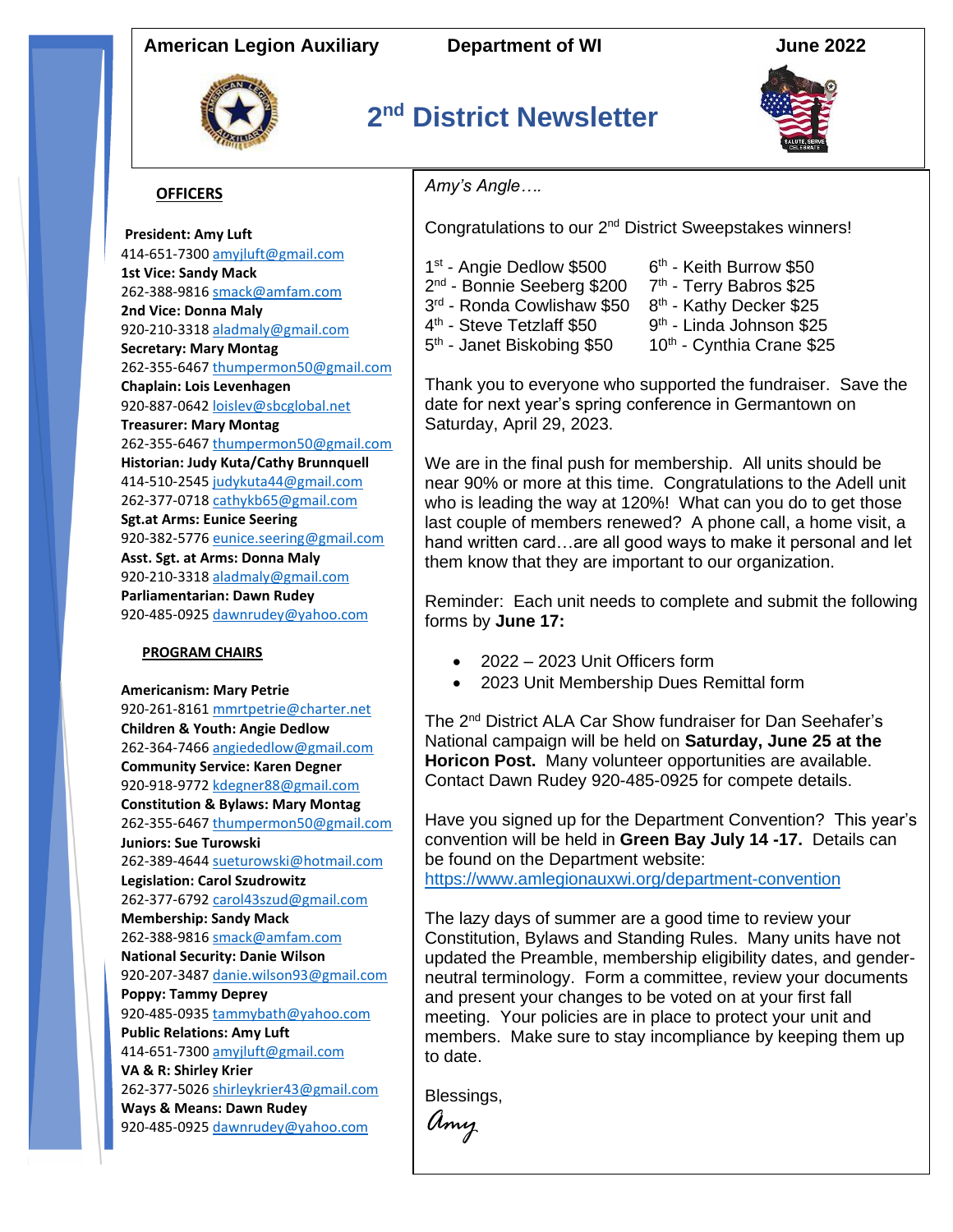American Legion Auxiliary Department of WI June 2022

# 2nd District Newsletter

## OFFICERS

**President: Amy Luft**
414-651-7300 amyjluft@gmail.com
**1st Vice: Sandy Mack**
262-388-9816 smack@amfam.com
**2nd Vice: Donna Maly**
920-210-3318 aladmaly@gmail.com
**Secretary: Mary Montag**
262-355-6467 thumpermon50@gmail.com
**Chaplain: Lois Levenhagen**
920-887-0642 loislev@sbcglobal.net
**Treasurer: Mary Montag**
262-355-6467 thumpermon50@gmail.com
**Historian: Judy Kuta/Cathy Brunnquell**
414-510-2545 judykuta44@gmail.com
262-377-0718 cathykb65@gmail.com
**Sgt.at Arms: Eunice Seering**
920-382-5776 eunice.seering@gmail.com
**Asst. Sgt. at Arms: Donna Maly**
920-210-3318 aladmaly@gmail.com
**Parliamentarian: Dawn Rudey**
920-485-0925 dawnrudey@yahoo.com

## PROGRAM CHAIRS

**Americanism: Mary Petrie**
920-261-8161 mmrtpetrie@charter.net
**Children & Youth: Angie Dedlow**
262-364-7466 angiededlow@gmail.com
**Community Service: Karen Degner**
920-918-9772 kdegner88@gmail.com
**Constitution & Bylaws: Mary Montag**
262-355-6467 thumpermon50@gmail.com
**Juniors: Sue Turowski**
262-389-4644 sueturowski@hotmail.com
**Legislation: Carol Szudrowitz**
262-377-6792 carol43szud@gmail.com
**Membership: Sandy Mack**
262-388-9816 smack@amfam.com
**National Security: Danie Wilson**
920-207-3487 danie.wilson93@gmail.com
**Poppy: Tammy Deprey**
920-485-0935 tammybath@yahoo.com
**Public Relations: Amy Luft**
414-651-7300 amyjluft@gmail.com
**VA & R: Shirley Krier**
262-377-5026 shirleykrier43@gmail.com
**Ways & Means: Dawn Rudey**
920-485-0925 dawnrudey@yahoo.com

*Amy's Angle….*

Congratulations to our 2nd District Sweepstakes winners!

1st - Angie Dedlow $500
2nd - Bonnie Seeberg $200
3rd - Ronda Cowlishaw $50
4th - Steve Tetzlaff $50
5th - Janet Biskobing $50
6th - Keith Burrow $50
7th - Terry Babros $25
8th - Kathy Decker $25
9th - Linda Johnson $25
10th - Cynthia Crane $25

Thank you to everyone who supported the fundraiser. Save the date for next year's spring conference in Germantown on Saturday, April 29, 2023.

We are in the final push for membership. All units should be near 90% or more at this time. Congratulations to the Adell unit who is leading the way at 120%! What can you do to get those last couple of members renewed? A phone call, a home visit, a hand written card…are all good ways to make it personal and let them know that they are important to our organization.

Reminder: Each unit needs to complete and submit the following forms by **June 17:**

- 2022 – 2023 Unit Officers form
- 2023 Unit Membership Dues Remittal form

The 2nd District ALA Car Show fundraiser for Dan Seehafer's National campaign will be held on **Saturday, June 25 at the Horicon Post.** Many volunteer opportunities are available. Contact Dawn Rudey 920-485-0925 for compete details.

Have you signed up for the Department Convention? This year's convention will be held in **Green Bay July 14 -17.** Details can be found on the Department website: https://www.amlegionauxwi.org/department-convention

The lazy days of summer are a good time to review your Constitution, Bylaws and Standing Rules. Many units have not updated the Preamble, membership eligibility dates, and gender-neutral terminology. Form a committee, review your documents and present your changes to be voted on at your first fall meeting. Your policies are in place to protect your unit and members. Make sure to stay incompliance by keeping them up to date.

Blessings,

*Amy*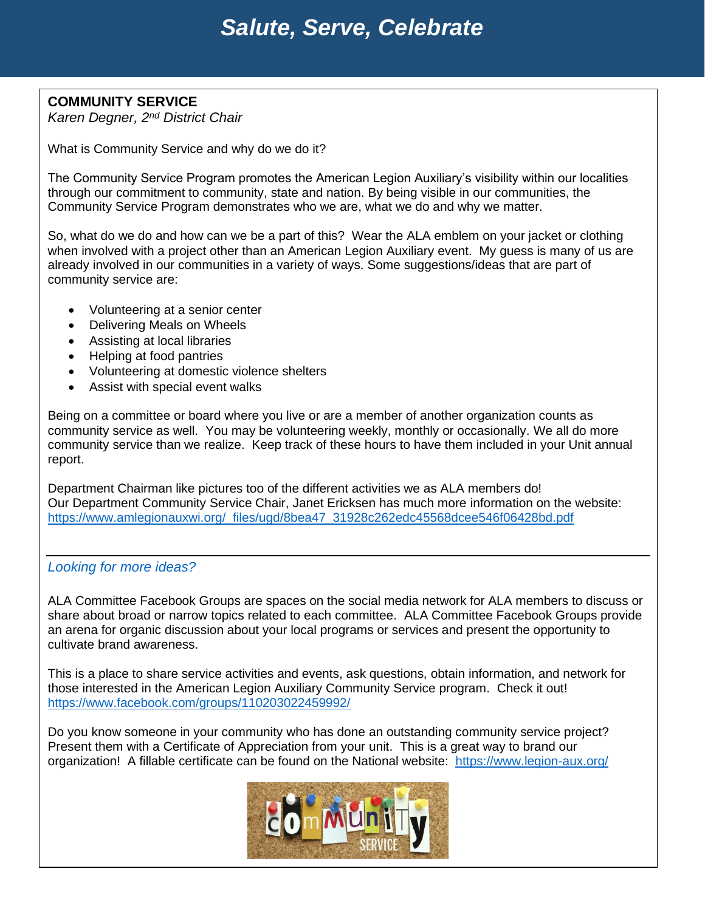# Salute, Serve, Celebrate

**COMMUNITY SERVICE**
*Karen Degner, 2nd District Chair*

What is Community Service and why do we do it?

The Community Service Program promotes the American Legion Auxiliary's visibility within our localities through our commitment to community, state and nation. By being visible in our communities, the Community Service Program demonstrates who we are, what we do and why we matter.

So, what do we do and how can we be a part of this? Wear the ALA emblem on your jacket or clothing when involved with a project other than an American Legion Auxiliary event. My guess is many of us are already involved in our communities in a variety of ways. Some suggestions/ideas that are part of community service are:

- Volunteering at a senior center
- Delivering Meals on Wheels
- Assisting at local libraries
- Helping at food pantries
- Volunteering at domestic violence shelters
- Assist with special event walks

Being on a committee or board where you live or are a member of another organization counts as community service as well. You may be volunteering weekly, monthly or occasionally. We all do more community service than we realize. Keep track of these hours to have them included in your Unit annual report.

Department Chairman like pictures too of the different activities we as ALA members do!
Our Department Community Service Chair, Janet Ericksen has much more information on the website: https://www.amlegionauxwi.org/_files/ugd/8bea47_31928c262edc45568dcee546f06428bd.pdf

*Looking for more ideas?*

ALA Committee Facebook Groups are spaces on the social media network for ALA members to discuss or share about broad or narrow topics related to each committee. ALA Committee Facebook Groups provide an arena for organic discussion about your local programs or services and present the opportunity to cultivate brand awareness.

This is a place to share service activities and events, ask questions, obtain information, and network for those interested in the American Legion Auxiliary Community Service program. Check it out! https://www.facebook.com/groups/110203022459992/

Do you know someone in your community who has done an outstanding community service project? Present them with a Certificate of Appreciation from your unit. This is a great way to brand our organization! A fillable certificate can be found on the National website: https://www.legion-aux.org/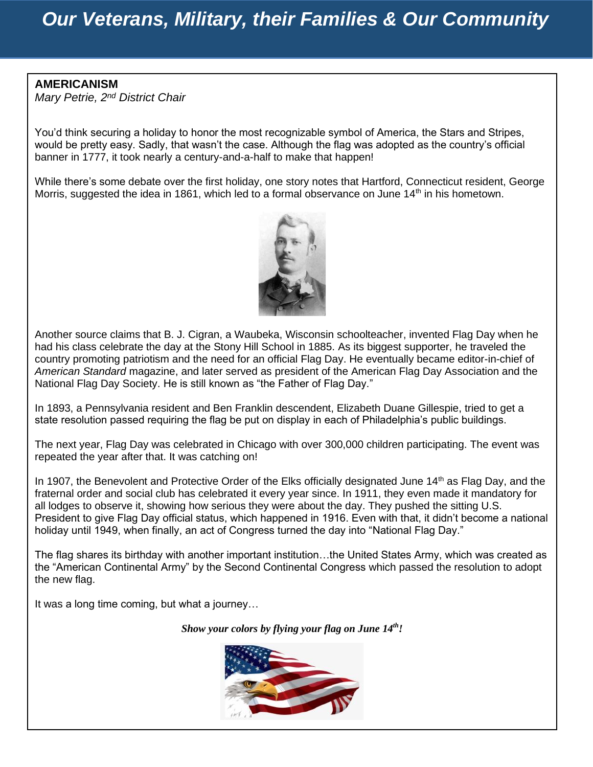# Our Veterans, Military, their Families & Our Community

## AMERICANISM

*Mary Petrie, 2nd District Chair*

You'd think securing a holiday to honor the most recognizable symbol of America, the Stars and Stripes, would be pretty easy. Sadly, that wasn't the case. Although the flag was adopted as the country's official banner in 1777, it took nearly a century-and-a-half to make that happen!

While there's some debate over the first holiday, one story notes that Hartford, Connecticut resident, George Morris, suggested the idea in 1861, which led to a formal observance on June 14th in his hometown.

Another source claims that B. J. Cigran, a Waubeka, Wisconsin schoolteacher, invented Flag Day when he had his class celebrate the day at the Stony Hill School in 1885. As its biggest supporter, he traveled the country promoting patriotism and the need for an official Flag Day. He eventually became editor-in-chief of *American Standard* magazine, and later served as president of the American Flag Day Association and the National Flag Day Society. He is still known as "the Father of Flag Day."

In 1893, a Pennsylvania resident and Ben Franklin descendent, Elizabeth Duane Gillespie, tried to get a state resolution passed requiring the flag be put on display in each of Philadelphia's public buildings.

The next year, Flag Day was celebrated in Chicago with over 300,000 children participating. The event was repeated the year after that. It was catching on!

In 1907, the Benevolent and Protective Order of the Elks officially designated June 14th as Flag Day, and the fraternal order and social club has celebrated it every year since. In 1911, they even made it mandatory for all lodges to observe it, showing how serious they were about the day. They pushed the sitting U.S. President to give Flag Day official status, which happened in 1916. Even with that, it didn't become a national holiday until 1949, when finally, an act of Congress turned the day into "National Flag Day."

The flag shares its birthday with another important institution…the United States Army, which was created as the "American Continental Army" by the Second Continental Congress which passed the resolution to adopt the new flag.

It was a long time coming, but what a journey…

***Show your colors by flying your flag on June 14th!***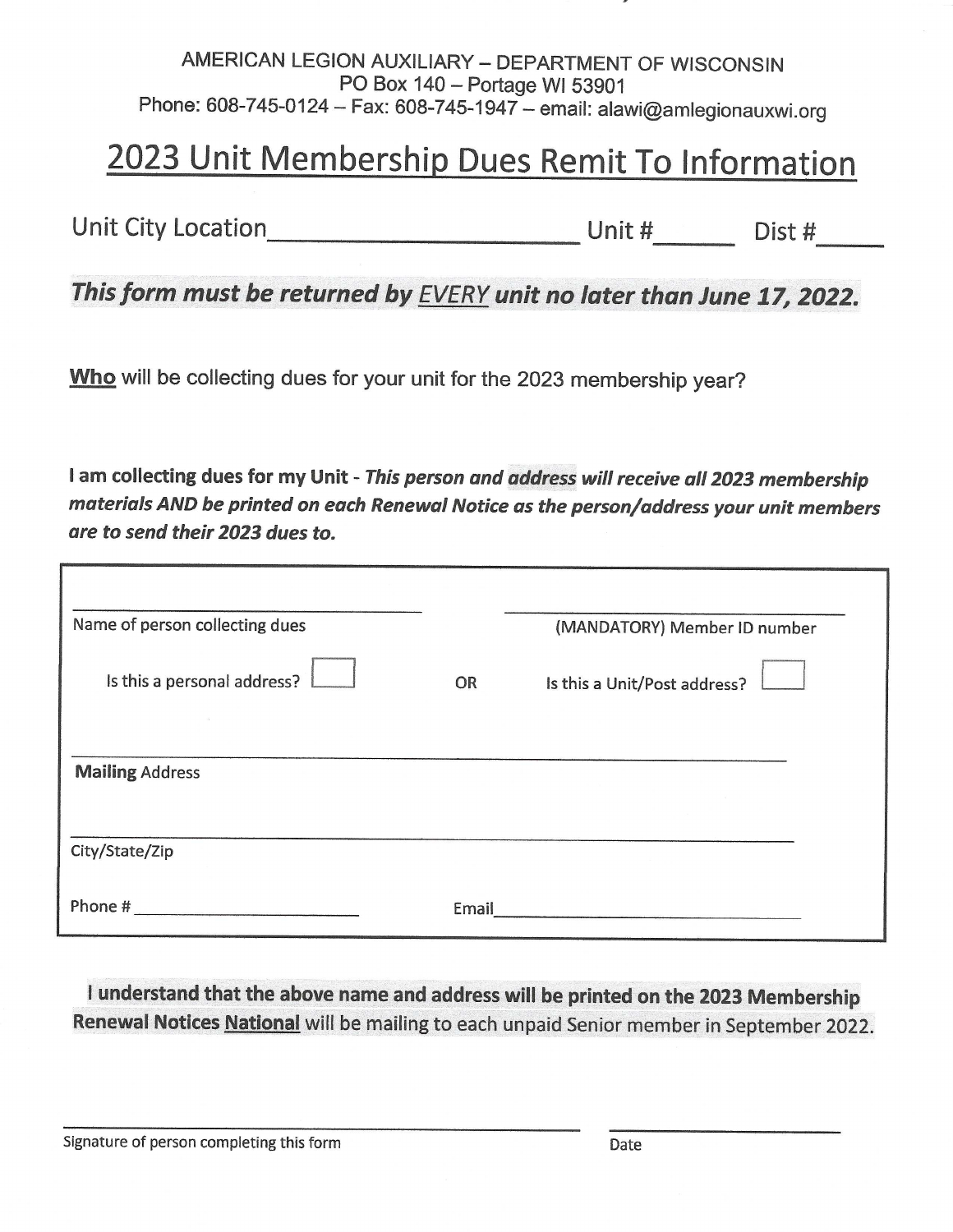AMERICAN LEGION AUXILIARY – DEPARTMENT OF WISCONSIN
PO Box 140 – Portage WI 53901
Phone: 608-745-0124 – Fax: 608-745-1947 – email: alawi@amlegionauxwi.org

# 2023 Unit Membership Dues Remit To Information

Unit City Location________________________ Unit #______ Dist #_____

***This form must be returned by EVERY unit no later than June 17, 2022.***

**Who** will be collecting dues for your unit for the 2023 membership year?

**I am collecting dues for my Unit** - ***This person and address will receive all 2023 membership materials AND be printed on each Renewal Notice as the person/address your unit members are to send their 2023 dues to.***

________________________________ ________________________________
Name of person collecting dues (MANDATORY) Member ID number

Is this a personal address? ☐ OR Is this a Unit/Post address? ☐

________________________________________________________________
**Mailing** Address

________________________________________________________________
City/State/Zip

Phone # ______________________ Email ______________________

**I understand that the above name and address will be printed on the 2023 Membership Renewal Notices National will be mailing to each unpaid Senior member in September 2022.**

________________________________________ ____________________
Signature of person completing this form Date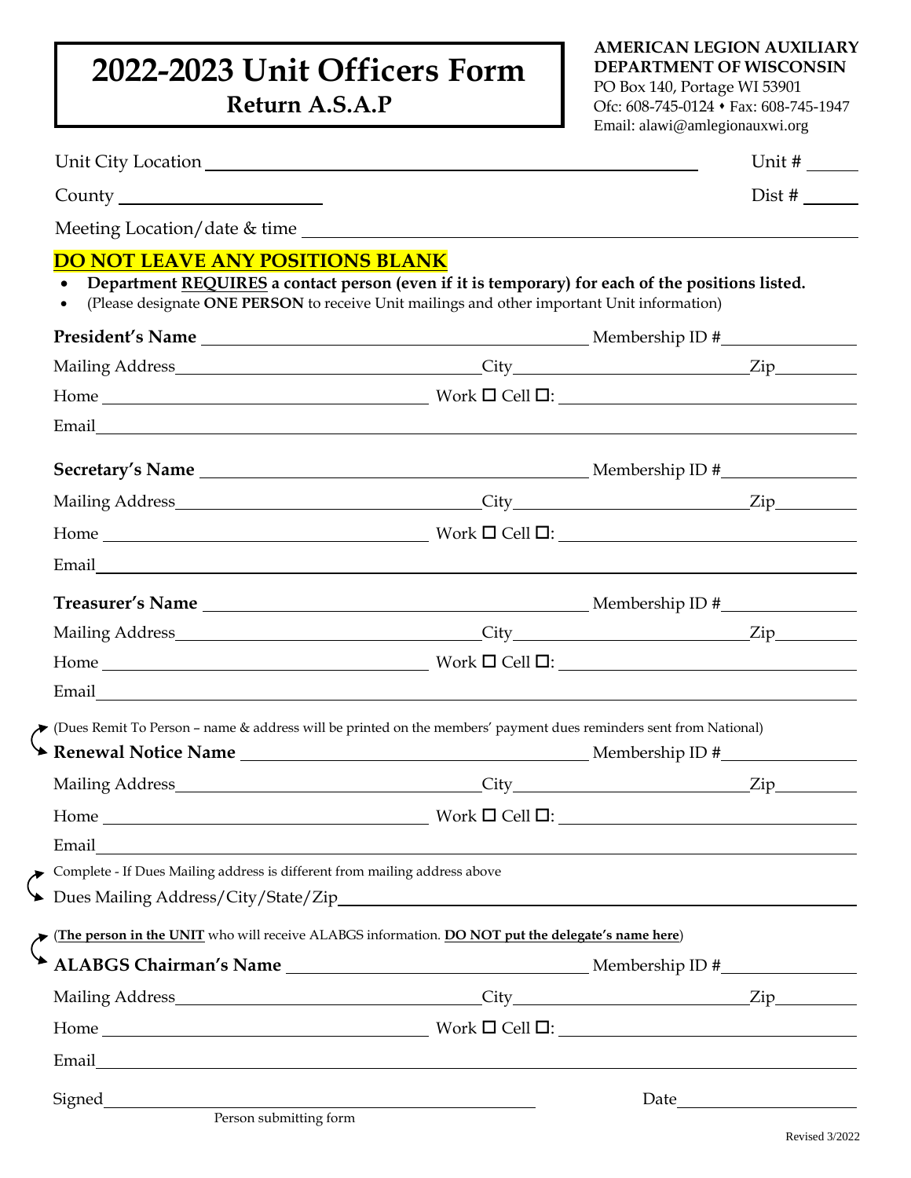# 2022-2023 Unit Officers Form

**Return A.S.A.P**

**AMERICAN LEGION AUXILIARY**
**DEPARTMENT OF WISCONSIN**
PO Box 140, Portage WI 53901
Ofc: 608-745-0124 • Fax: 608-745-1947
Email: alawi@amlegionauxwi.org

Unit City Location ______________________________ Unit # ______

County ____________________ Dist # ______

Meeting Location/date & time ______________________________

**DO NOT LEAVE ANY POSITIONS BLANK**

- **Department REQUIRES a contact person (even if it is temporary) for each of the positions listed.**
- (Please designate **ONE PERSON** to receive Unit mailings and other important Unit information)

**President's Name** ______________________________ Membership ID # ______________

Mailing Address ______________________ City ______________________ Zip __________

Home ______________________ Work ☐ Cell ☐: ______________________

Email ______________________________

**Secretary's Name** ______________________________ Membership ID # ______________

Mailing Address ______________________ City ______________________ Zip __________

Home ______________________ Work ☐ Cell ☐: ______________________

Email ______________________________

**Treasurer's Name** ______________________________ Membership ID # ______________

Mailing Address ______________________ City ______________________ Zip __________

Home ______________________ Work ☐ Cell ☐: ______________________

Email ______________________________

(Dues Remit To Person – name & address will be printed on the members' payment dues reminders sent from National)

**Renewal Notice Name** ______________________________ Membership ID # ______________

Mailing Address ______________________ City ______________________ Zip __________

Home ______________________ Work ☐ Cell ☐: ______________________

Email ______________________________

Complete - If Dues Mailing address is different from mailing address above

Dues Mailing Address/City/State/Zip ______________________________

(**The person in the UNIT** who will receive ALABGS information. **DO NOT put the delegate's name here**)

**ALABGS Chairman's Name** ______________________________ Membership ID # ______________

Mailing Address ______________________ City ______________________ Zip __________

Home ______________________ Work ☐ Cell ☐: ______________________

Email ______________________________

Signed ______________________________ Date ______________
Person submitting form

Revised 3/2022